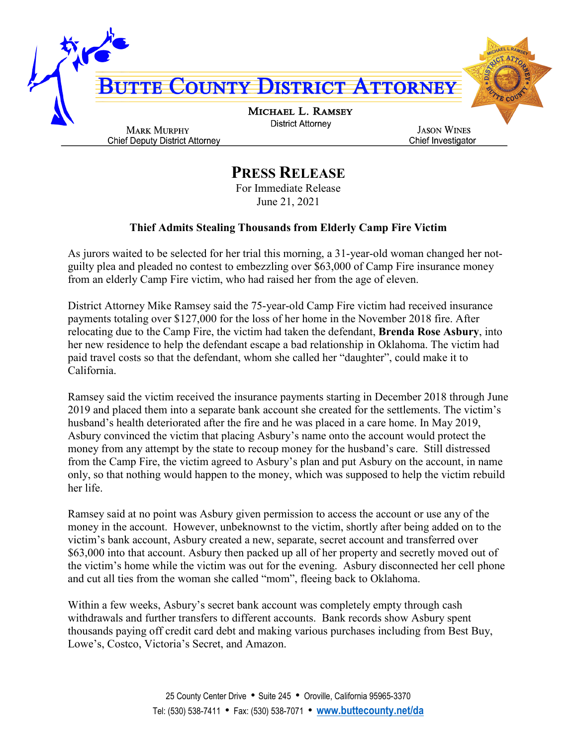# Butte County District Attorney

**Michael L. Ramsey**
District Attorney

**Mark Murphy**
Chief Deputy District Attorney

**Jason Wines**
Chief Investigator

## Press Release

For Immediate Release
June 21, 2021

### Thief Admits Stealing Thousands from Elderly Camp Fire Victim

As jurors waited to be selected for her trial this morning, a 31-year-old woman changed her not-guilty plea and pleaded no contest to embezzling over $63,000 of Camp Fire insurance money from an elderly Camp Fire victim, who had raised her from the age of eleven.

District Attorney Mike Ramsey said the 75-year-old Camp Fire victim had received insurance payments totaling over $127,000 for the loss of her home in the November 2018 fire. After relocating due to the Camp Fire, the victim had taken the defendant, **Brenda Rose Asbury**, into her new residence to help the defendant escape a bad relationship in Oklahoma. The victim had paid travel costs so that the defendant, whom she called her "daughter", could make it to California.

Ramsey said the victim received the insurance payments starting in December 2018 through June 2019 and placed them into a separate bank account she created for the settlements. The victim's husband's health deteriorated after the fire and he was placed in a care home. In May 2019, Asbury convinced the victim that placing Asbury's name onto the account would protect the money from any attempt by the state to recoup money for the husband's care. Still distressed from the Camp Fire, the victim agreed to Asbury's plan and put Asbury on the account, in name only, so that nothing would happen to the money, which was supposed to help the victim rebuild her life.

Ramsey said at no point was Asbury given permission to access the account or use any of the money in the account. However, unbeknownst to the victim, shortly after being added on to the victim's bank account, Asbury created a new, separate, secret account and transferred over $63,000 into that account. Asbury then packed up all of her property and secretly moved out of the victim's home while the victim was out for the evening. Asbury disconnected her cell phone and cut all ties from the woman she called "mom", fleeing back to Oklahoma.

Within a few weeks, Asbury's secret bank account was completely empty through cash withdrawals and further transfers to different accounts. Bank records show Asbury spent thousands paying off credit card debt and making various purchases including from Best Buy, Lowe's, Costco, Victoria's Secret, and Amazon.

25 County Center Drive • Suite 245 • Oroville, California 95965-3370
Tel: (530) 538-7411 • Fax: (530) 538-7071 • www.buttecounty.net/da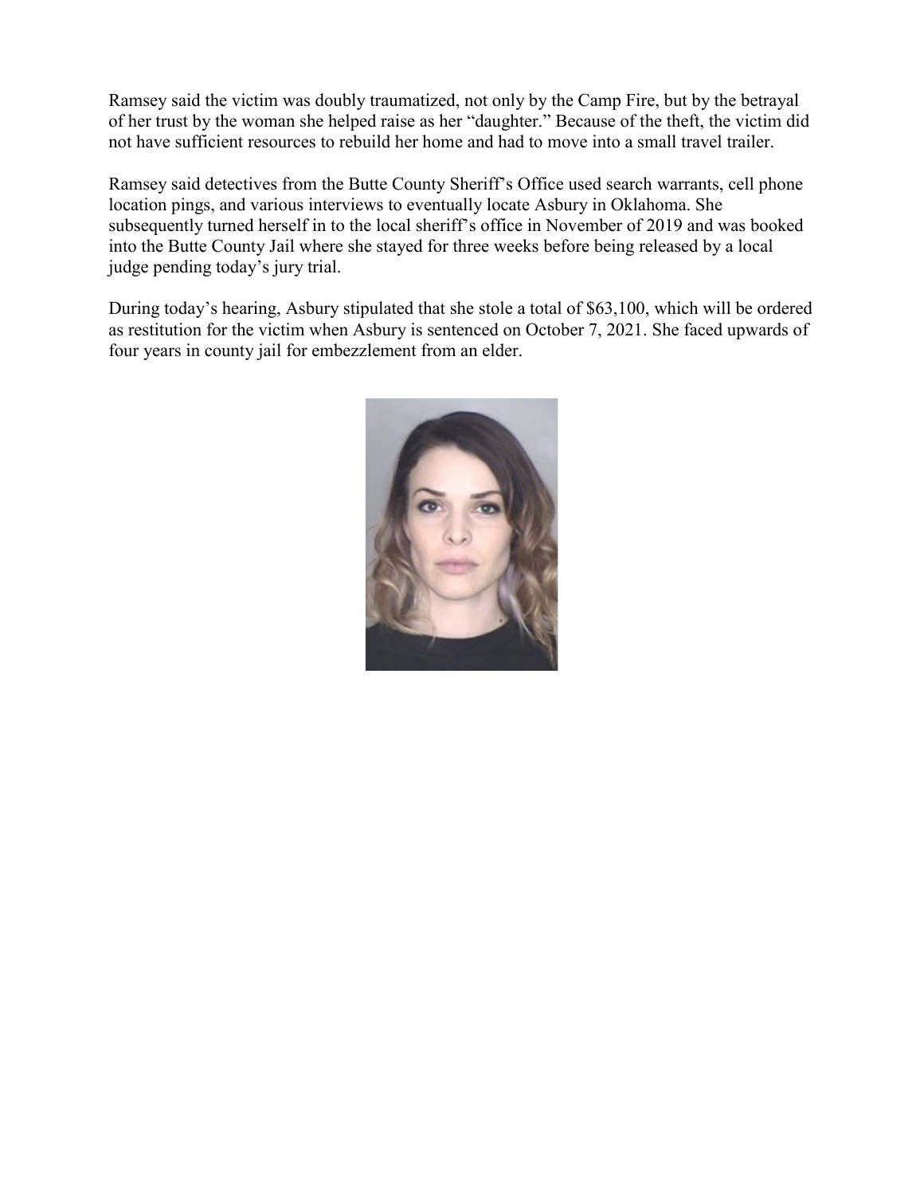Ramsey said the victim was doubly traumatized, not only by the Camp Fire, but by the betrayal of her trust by the woman she helped raise as her "daughter." Because of the theft, the victim did not have sufficient resources to rebuild her home and had to move into a small travel trailer.

Ramsey said detectives from the Butte County Sheriff's Office used search warrants, cell phone location pings, and various interviews to eventually locate Asbury in Oklahoma. She subsequently turned herself in to the local sheriff's office in November of 2019 and was booked into the Butte County Jail where she stayed for three weeks before being released by a local judge pending today's jury trial.

During today's hearing, Asbury stipulated that she stole a total of $63,100, which will be ordered as restitution for the victim when Asbury is sentenced on October 7, 2021. She faced upwards of four years in county jail for embezzlement from an elder.